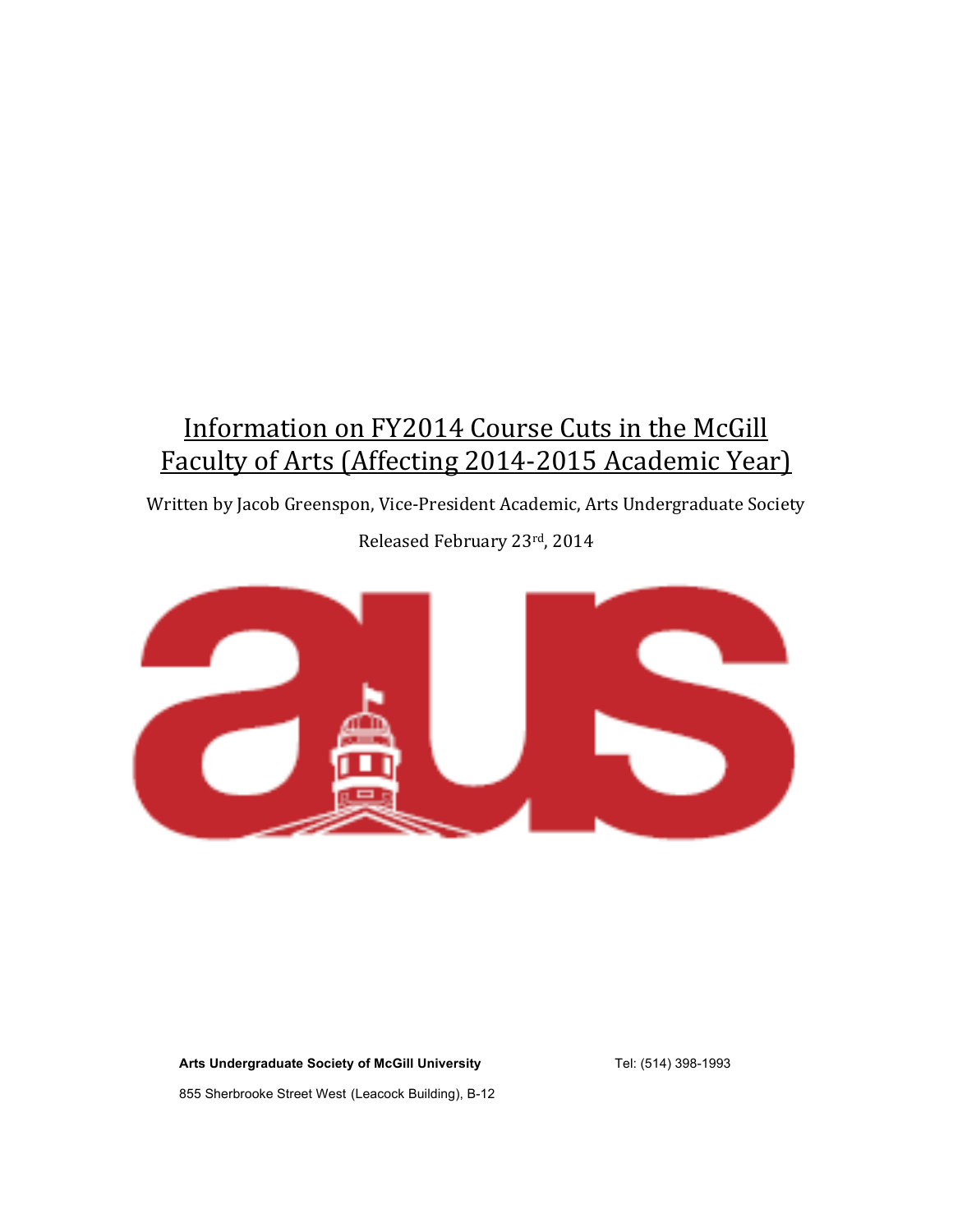# Information on FY2014 Course Cuts in the McGill Faculty of Arts (Affecting 2014-2015 Academic Year)

Written by Jacob Greenspon, Vice-President Academic, Arts Undergraduate Society

Released February 23rd, 2014

**Arts Undergraduate Society of McGill University**

Tel: (514) 398-1993

855 Sherbrooke Street West (Leacock Building), B-12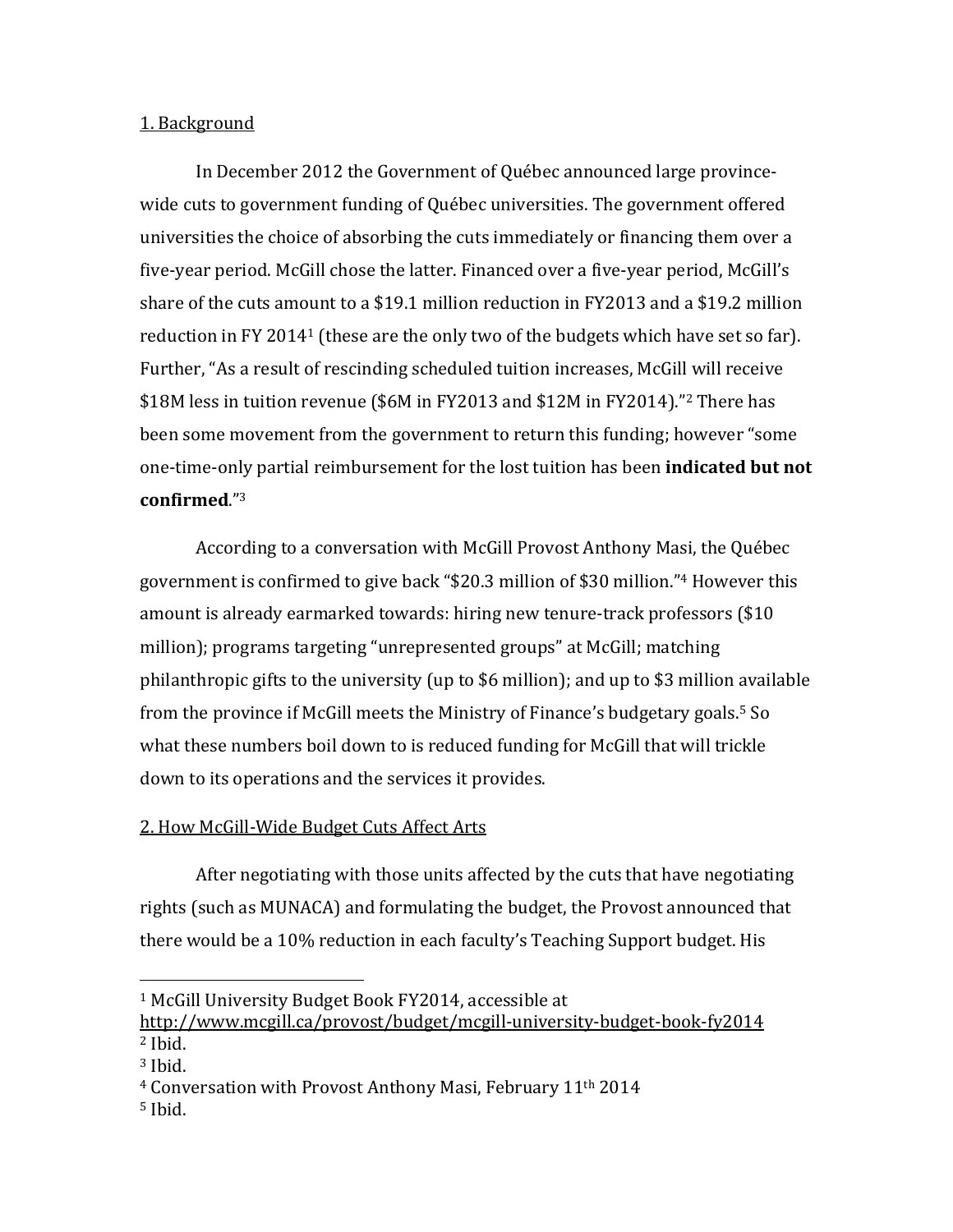## 1. Background

In December 2012 the Government of Québec announced large province-wide cuts to government funding of Québec universities. The government offered universities the choice of absorbing the cuts immediately or financing them over a five-year period. McGill chose the latter. Financed over a five-year period, McGill's share of the cuts amount to a $19.1 million reduction in FY2013 and a $19.2 million reduction in FY 2014[1] (these are the only two of the budgets which have set so far). Further, "As a result of rescinding scheduled tuition increases, McGill will receive $18M less in tuition revenue ($6M in FY2013 and $12M in FY2014)."[2] There has been some movement from the government to return this funding; however "some one-time-only partial reimbursement for the lost tuition has been **indicated but not confirmed**."[3]

According to a conversation with McGill Provost Anthony Masi, the Québec government is confirmed to give back "$20.3 million of $30 million."[4] However this amount is already earmarked towards: hiring new tenure-track professors ($10 million); programs targeting "unrepresented groups" at McGill; matching philanthropic gifts to the university (up to $6 million); and up to $3 million available from the province if McGill meets the Ministry of Finance's budgetary goals.[5] So what these numbers boil down to is reduced funding for McGill that will trickle down to its operations and the services it provides.

## 2. How McGill-Wide Budget Cuts Affect Arts

After negotiating with those units affected by the cuts that have negotiating rights (such as MUNACA) and formulating the budget, the Provost announced that there would be a 10% reduction in each faculty's Teaching Support budget. His

---

[1] McGill University Budget Book FY2014, accessible at http://www.mcgill.ca/provost/budget/mcgill-university-budget-book-fy2014
[2] Ibid.
[3] Ibid.
[4] Conversation with Provost Anthony Masi, February 11th 2014
[5] Ibid.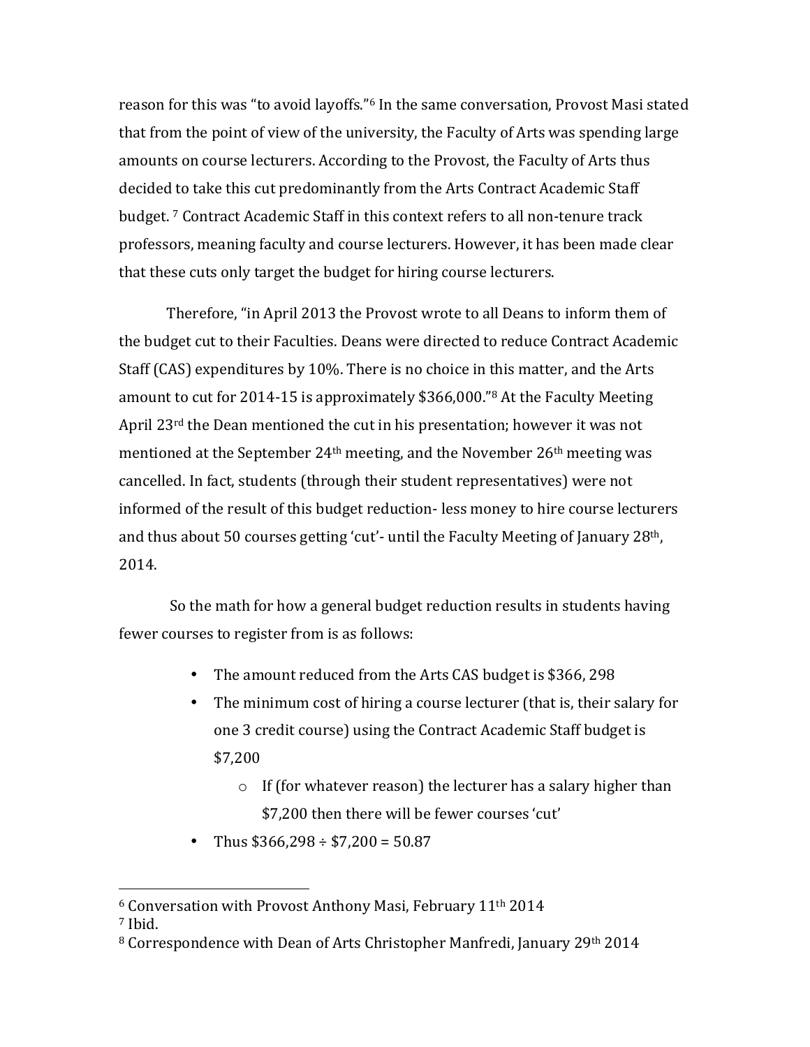reason for this was "to avoid layoffs."[6] In the same conversation, Provost Masi stated that from the point of view of the university, the Faculty of Arts was spending large amounts on course lecturers. According to the Provost, the Faculty of Arts thus decided to take this cut predominantly from the Arts Contract Academic Staff budget.[7] Contract Academic Staff in this context refers to all non-tenure track professors, meaning faculty and course lecturers. However, it has been made clear that these cuts only target the budget for hiring course lecturers.

Therefore, "in April 2013 the Provost wrote to all Deans to inform them of the budget cut to their Faculties. Deans were directed to reduce Contract Academic Staff (CAS) expenditures by 10%. There is no choice in this matter, and the Arts amount to cut for 2014-15 is approximately $366,000."[8] At the Faculty Meeting April 23rd the Dean mentioned the cut in his presentation; however it was not mentioned at the September 24th meeting, and the November 26th meeting was cancelled. In fact, students (through their student representatives) were not informed of the result of this budget reduction- less money to hire course lecturers and thus about 50 courses getting 'cut'- until the Faculty Meeting of January 28th, 2014.

So the math for how a general budget reduction results in students having fewer courses to register from is as follows:

- The amount reduced from the Arts CAS budget is $366, 298
- The minimum cost of hiring a course lecturer (that is, their salary for one 3 credit course) using the Contract Academic Staff budget is $7,200
    - If (for whatever reason) the lecturer has a salary higher than $7,200 then there will be fewer courses 'cut'
- Thus $366,298 ÷ $7,200 = 50.87

---

[6] Conversation with Provost Anthony Masi, February 11th 2014

[7] Ibid.

[8] Correspondence with Dean of Arts Christopher Manfredi, January 29th 2014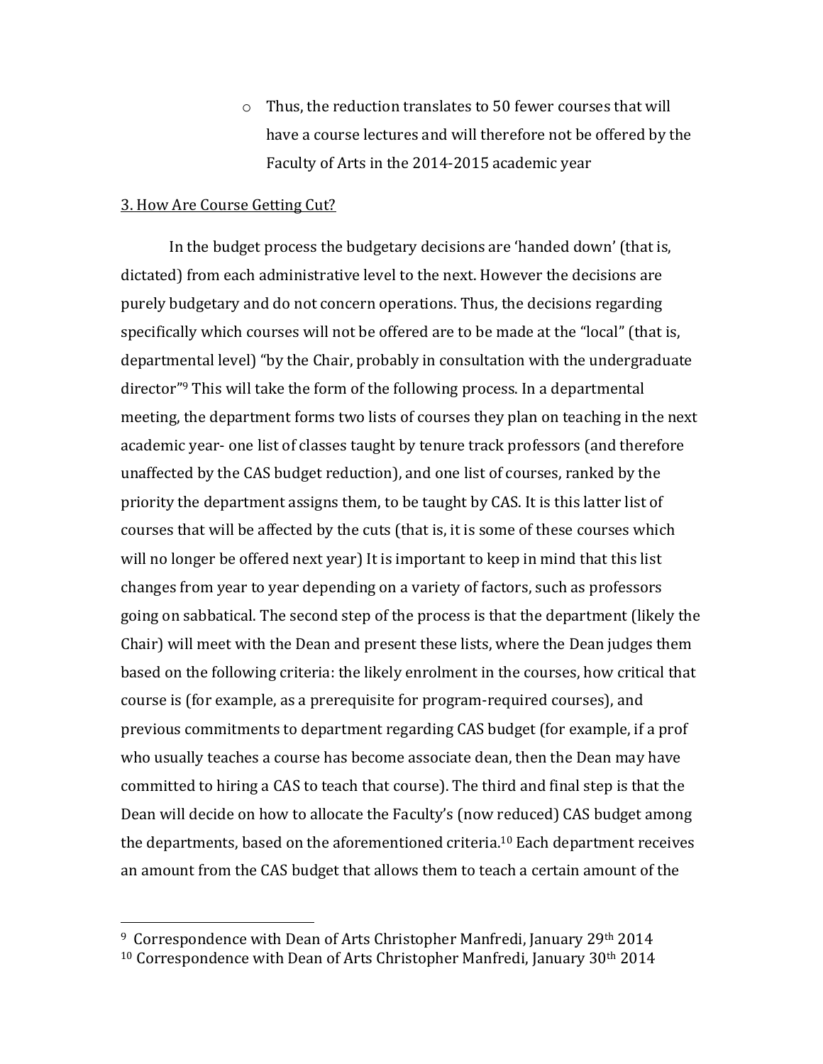- Thus, the reduction translates to 50 fewer courses that will have a course lectures and will therefore not be offered by the Faculty of Arts in the 2014-2015 academic year

3. How Are Course Getting Cut?

In the budget process the budgetary decisions are 'handed down' (that is, dictated) from each administrative level to the next. However the decisions are purely budgetary and do not concern operations. Thus, the decisions regarding specifically which courses will not be offered are to be made at the "local" (that is, departmental level) "by the Chair, probably in consultation with the undergraduate director"[9] This will take the form of the following process. In a departmental meeting, the department forms two lists of courses they plan on teaching in the next academic year- one list of classes taught by tenure track professors (and therefore unaffected by the CAS budget reduction), and one list of courses, ranked by the priority the department assigns them, to be taught by CAS. It is this latter list of courses that will be affected by the cuts (that is, it is some of these courses which will no longer be offered next year) It is important to keep in mind that this list changes from year to year depending on a variety of factors, such as professors going on sabbatical. The second step of the process is that the department (likely the Chair) will meet with the Dean and present these lists, where the Dean judges them based on the following criteria: the likely enrolment in the courses, how critical that course is (for example, as a prerequisite for program-required courses), and previous commitments to department regarding CAS budget (for example, if a prof who usually teaches a course has become associate dean, then the Dean may have committed to hiring a CAS to teach that course). The third and final step is that the Dean will decide on how to allocate the Faculty's (now reduced) CAS budget among the departments, based on the aforementioned criteria.[10] Each department receives an amount from the CAS budget that allows them to teach a certain amount of the

---

[9] Correspondence with Dean of Arts Christopher Manfredi, January 29th 2014

[10] Correspondence with Dean of Arts Christopher Manfredi, January 30th 2014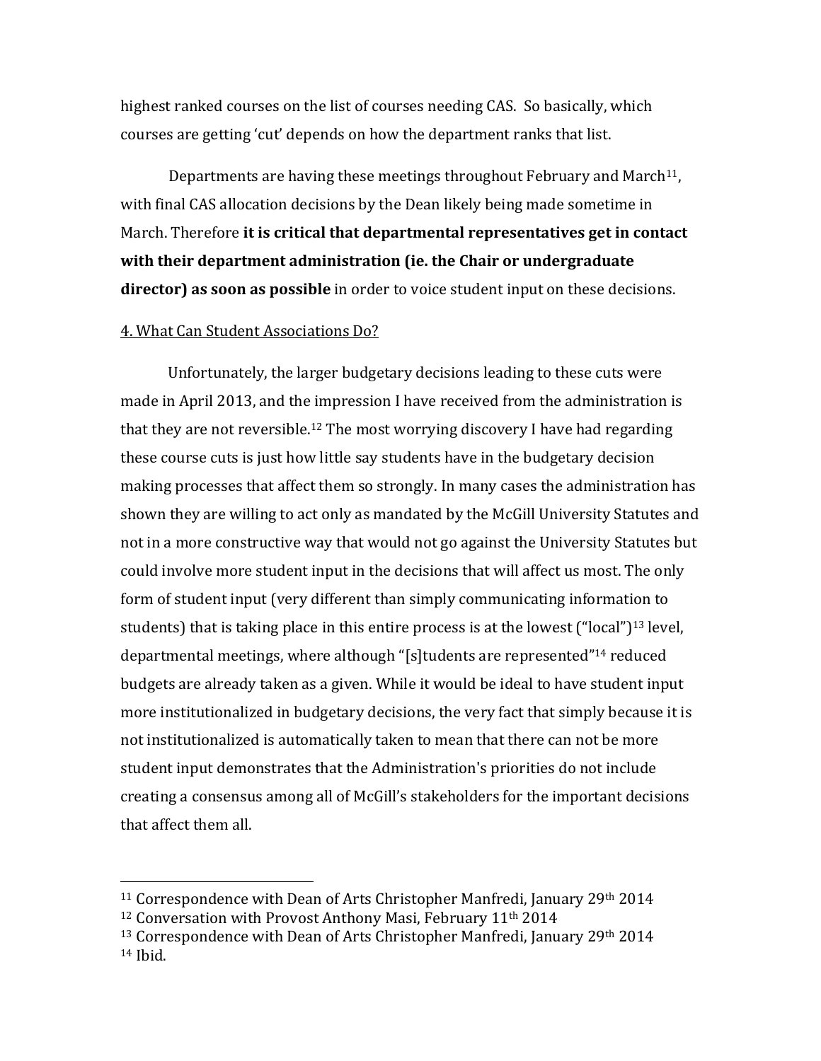highest ranked courses on the list of courses needing CAS. So basically, which courses are getting 'cut' depends on how the department ranks that list.

Departments are having these meetings throughout February and March[11], with final CAS allocation decisions by the Dean likely being made sometime in March. Therefore **it is critical that departmental representatives get in contact with their department administration (ie. the Chair or undergraduate director) as soon as possible** in order to voice student input on these decisions.

4. What Can Student Associations Do?

Unfortunately, the larger budgetary decisions leading to these cuts were made in April 2013, and the impression I have received from the administration is that they are not reversible.[12] The most worrying discovery I have had regarding these course cuts is just how little say students have in the budgetary decision making processes that affect them so strongly. In many cases the administration has shown they are willing to act only as mandated by the McGill University Statutes and not in a more constructive way that would not go against the University Statutes but could involve more student input in the decisions that will affect us most. The only form of student input (very different than simply communicating information to students) that is taking place in this entire process is at the lowest ("local")[13] level, departmental meetings, where although "[s]tudents are represented"[14] reduced budgets are already taken as a given. While it would be ideal to have student input more institutionalized in budgetary decisions, the very fact that simply because it is not institutionalized is automatically taken to mean that there can not be more student input demonstrates that the Administration's priorities do not include creating a consensus among all of McGill's stakeholders for the important decisions that affect them all.

---

[11] Correspondence with Dean of Arts Christopher Manfredi, January 29th 2014

[12] Conversation with Provost Anthony Masi, February 11th 2014

[13] Correspondence with Dean of Arts Christopher Manfredi, January 29th 2014

[14] Ibid.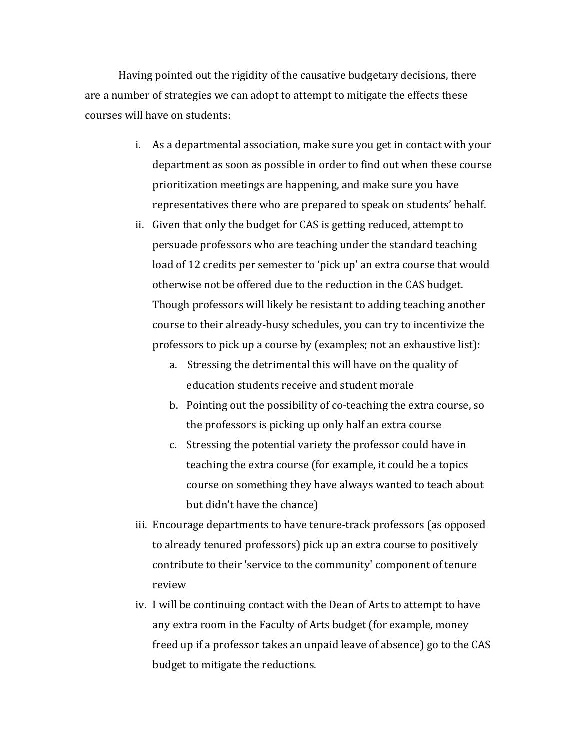Having pointed out the rigidity of the causative budgetary decisions, there are a number of strategies we can adopt to attempt to mitigate the effects these courses will have on students:

i. As a departmental association, make sure you get in contact with your department as soon as possible in order to find out when these course prioritization meetings are happening, and make sure you have representatives there who are prepared to speak on students' behalf.
ii. Given that only the budget for CAS is getting reduced, attempt to persuade professors who are teaching under the standard teaching load of 12 credits per semester to 'pick up' an extra course that would otherwise not be offered due to the reduction in the CAS budget. Though professors will likely be resistant to adding teaching another course to their already-busy schedules, you can try to incentivize the professors to pick up a course by (examples; not an exhaustive list):
    a. Stressing the detrimental this will have on the quality of education students receive and student morale
    b. Pointing out the possibility of co-teaching the extra course, so the professors is picking up only half an extra course
    c. Stressing the potential variety the professor could have in teaching the extra course (for example, it could be a topics course on something they have always wanted to teach about but didn't have the chance)
iii. Encourage departments to have tenure-track professors (as opposed to already tenured professors) pick up an extra course to positively contribute to their 'service to the community' component of tenure review
iv. I will be continuing contact with the Dean of Arts to attempt to have any extra room in the Faculty of Arts budget (for example, money freed up if a professor takes an unpaid leave of absence) go to the CAS budget to mitigate the reductions.